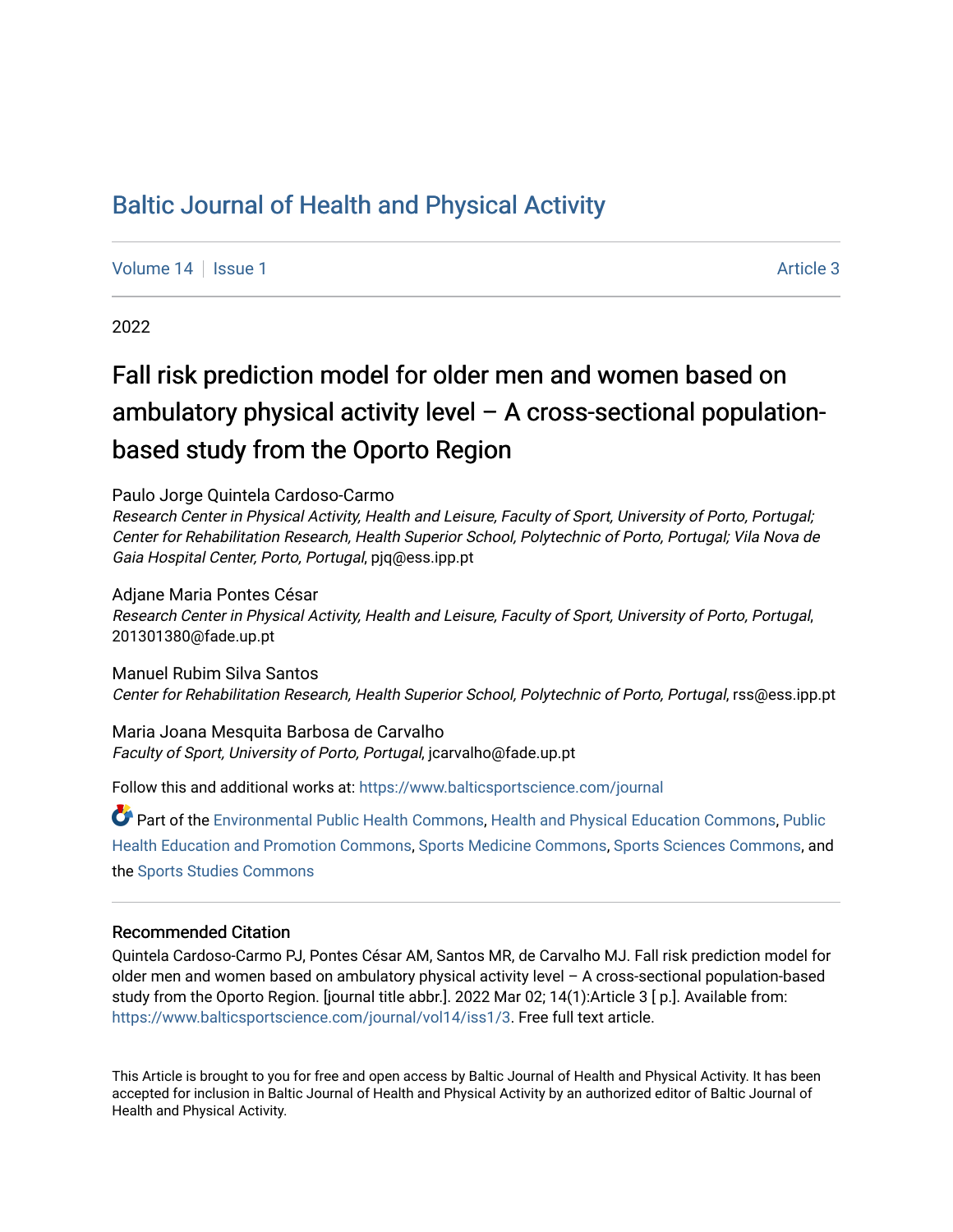# Baltic Journal of Health and Physical Activity

Volume 14 | Issue 1 | Article 3

2022

## Fall risk prediction model for older men and women based on ambulatory physical activity level – A cross-sectional population-based study from the Oporto Region

Paulo Jorge Quintela Cardoso-Carmo
*Research Center in Physical Activity, Health and Leisure, Faculty of Sport, University of Porto, Portugal; Center for Rehabilitation Research, Health Superior School, Polytechnic of Porto, Portugal; Vila Nova de Gaia Hospital Center, Porto, Portugal*, pjq@ess.ipp.pt

Adjane Maria Pontes César
*Research Center in Physical Activity, Health and Leisure, Faculty of Sport, University of Porto, Portugal*, 201301380@fade.up.pt

Manuel Rubim Silva Santos
*Center for Rehabilitation Research, Health Superior School, Polytechnic of Porto, Portugal*, rss@ess.ipp.pt

Maria Joana Mesquita Barbosa de Carvalho
*Faculty of Sport, University of Porto, Portugal*, jcarvalho@fade.up.pt

Follow this and additional works at: https://www.balticsportscience.com/journal

Part of the Environmental Public Health Commons, Health and Physical Education Commons, Public Health Education and Promotion Commons, Sports Medicine Commons, Sports Sciences Commons, and the Sports Studies Commons

### Recommended Citation

Quintela Cardoso-Carmo PJ, Pontes César AM, Santos MR, de Carvalho MJ. Fall risk prediction model for older men and women based on ambulatory physical activity level – A cross-sectional population-based study from the Oporto Region. [journal title abbr.]. 2022 Mar 02; 14(1):Article 3 [ p.]. Available from: https://www.balticsportscience.com/journal/vol14/iss1/3. Free full text article.

This Article is brought to you for free and open access by Baltic Journal of Health and Physical Activity. It has been accepted for inclusion in Baltic Journal of Health and Physical Activity by an authorized editor of Baltic Journal of Health and Physical Activity.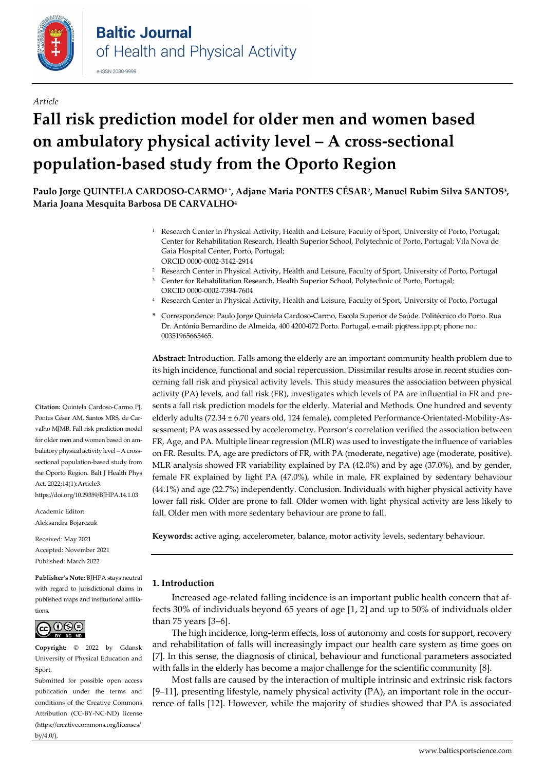*Article*

# Fall risk prediction model for older men and women based on ambulatory physical activity level – A cross-sectional population-based study from the Oporto Region

**Paulo Jorge QUINTELA CARDOSO-CARMO[1*], Adjane Maria PONTES CÉSAR[2], Manuel Rubim Silva SANTOS[3], Maria Joana Mesquita Barbosa DE CARVALHO[4]**

[1] Research Center in Physical Activity, Health and Leisure, Faculty of Sport, University of Porto, Portugal; Center for Rehabilitation Research, Health Superior School, Polytechnic of Porto, Portugal; Vila Nova de Gaia Hospital Center, Porto, Portugal;
ORCID 0000-0002-3142-2914

[2] Research Center in Physical Activity, Health and Leisure, Faculty of Sport, University of Porto, Portugal

[3] Center for Rehabilitation Research, Health Superior School, Polytechnic of Porto, Portugal;
ORCID 0000-0002-7394-7604

[4] Research Center in Physical Activity, Health and Leisure, Faculty of Sport, University of Porto, Portugal

\* Correspondence: Paulo Jorge Quintela Cardoso-Carmo, Escola Superior de Saúde. Politécnico do Porto. Rua Dr. António Bernardino de Almeida, 400 4200-072 Porto. Portugal, e-mail: pjq@ess.ipp.pt; phone no.: 00351965665465.

**Citation:** Quintela Cardoso-Carmo PJ, Pontes César AM, Santos MRS, de Carvalho MJMB. Fall risk prediction model for older men and women based on ambulatory physical activity level – A cross-sectional population-based study from the Oporto Region. Balt J Health Phys Act. 2022;14(1):Article3. https://doi.org/10.29359/BJHPA.14.1.03

Academic Editor:
Aleksandra Bojarczuk

Received: May 2021
Accepted: November 2021
Published: March 2022

**Publisher's Note:** BJHPA stays neutral with regard to jurisdictional claims in published maps and institutional affiliations.

**Copyright:** © 2022 by Gdansk University of Physical Education and Sport.
Submitted for possible open access publication under the terms and conditions of the Creative Commons Attribution (CC-BY-NC-ND) license (https://creativecommons.org/licenses/by/4.0/).

**Abstract:** Introduction. Falls among the elderly are an important community health problem due to its high incidence, functional and social repercussion. Dissimilar results arose in recent studies concerning fall risk and physical activity levels. This study measures the association between physical activity (PA) levels, and fall risk (FR), investigates which levels of PA are influential in FR and presents a fall risk prediction models for the elderly. Material and Methods. One hundred and seventy elderly adults (72.34 ± 6.70 years old, 124 female), completed Performance-Orientated-Mobility-Assessment; PA was assessed by accelerometry. Pearson's correlation verified the association between FR, Age, and PA. Multiple linear regression (MLR) was used to investigate the influence of variables on FR. Results. PA, age are predictors of FR, with PA (moderate, negative) age (moderate, positive). MLR analysis showed FR variability explained by PA (42.0%) and by age (37.0%), and by gender, female FR explained by light PA (47.0%), while in male, FR explained by sedentary behaviour (44.1%) and age (22.7%) independently. Conclusion. Individuals with higher physical activity have lower fall risk. Older are prone to fall. Older women with light physical activity are less likely to fall. Older men with more sedentary behaviour are prone to fall.

**Keywords:** active aging, accelerometer, balance, motor activity levels, sedentary behaviour.

## 1. Introduction

Increased age-related falling incidence is an important public health concern that affects 30% of individuals beyond 65 years of age [1, 2] and up to 50% of individuals older than 75 years [3–6].

The high incidence, long-term effects, loss of autonomy and costs for support, recovery and rehabilitation of falls will increasingly impact our health care system as time goes on [7]. In this sense, the diagnosis of clinical, behaviour and functional parameters associated with falls in the elderly has become a major challenge for the scientific community [8].

Most falls are caused by the interaction of multiple intrinsic and extrinsic risk factors [9–11], presenting lifestyle, namely physical activity (PA), an important role in the occurrence of falls [12]. However, while the majority of studies showed that PA is associated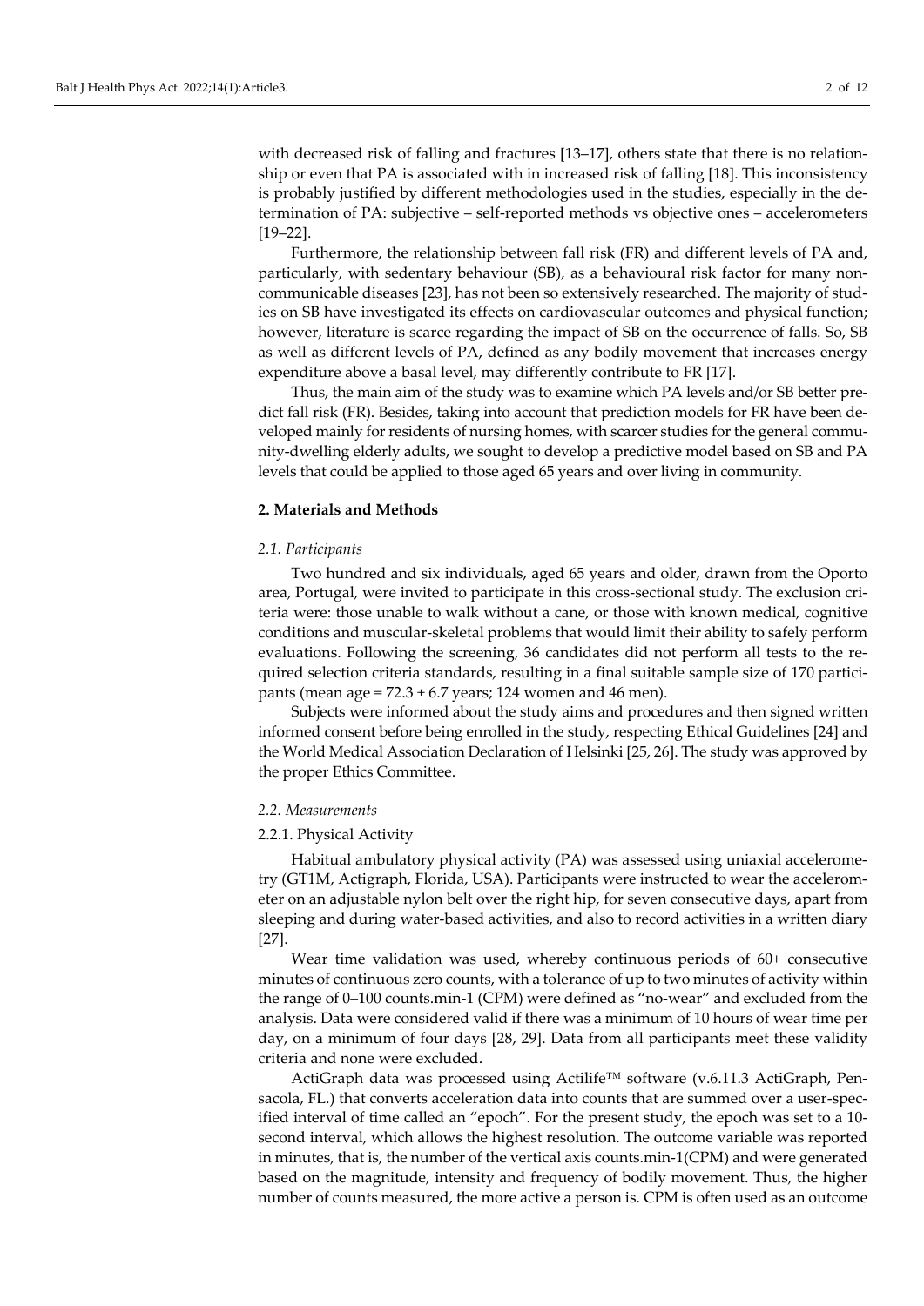with decreased risk of falling and fractures [13–17], others state that there is no relationship or even that PA is associated with in increased risk of falling [18]. This inconsistency is probably justified by different methodologies used in the studies, especially in the determination of PA: subjective – self-reported methods vs objective ones – accelerometers [19–22].

Furthermore, the relationship between fall risk (FR) and different levels of PA and, particularly, with sedentary behaviour (SB), as a behavioural risk factor for many non-communicable diseases [23], has not been so extensively researched. The majority of studies on SB have investigated its effects on cardiovascular outcomes and physical function; however, literature is scarce regarding the impact of SB on the occurrence of falls. So, SB as well as different levels of PA, defined as any bodily movement that increases energy expenditure above a basal level, may differently contribute to FR [17].

Thus, the main aim of the study was to examine which PA levels and/or SB better predict fall risk (FR). Besides, taking into account that prediction models for FR have been developed mainly for residents of nursing homes, with scarcer studies for the general community-dwelling elderly adults, we sought to develop a predictive model based on SB and PA levels that could be applied to those aged 65 years and over living in community.

## 2. Materials and Methods

### *2.1. Participants*

Two hundred and six individuals, aged 65 years and older, drawn from the Oporto area, Portugal, were invited to participate in this cross-sectional study. The exclusion criteria were: those unable to walk without a cane, or those with known medical, cognitive conditions and muscular-skeletal problems that would limit their ability to safely perform evaluations. Following the screening, 36 candidates did not perform all tests to the required selection criteria standards, resulting in a final suitable sample size of 170 participants (mean age = 72.3 ± 6.7 years; 124 women and 46 men).

Subjects were informed about the study aims and procedures and then signed written informed consent before being enrolled in the study, respecting Ethical Guidelines [24] and the World Medical Association Declaration of Helsinki [25, 26]. The study was approved by the proper Ethics Committee.

### *2.2. Measurements*

#### 2.2.1. Physical Activity

Habitual ambulatory physical activity (PA) was assessed using uniaxial accelerometry (GT1M, Actigraph, Florida, USA). Participants were instructed to wear the accelerometer on an adjustable nylon belt over the right hip, for seven consecutive days, apart from sleeping and during water-based activities, and also to record activities in a written diary [27].

Wear time validation was used, whereby continuous periods of 60+ consecutive minutes of continuous zero counts, with a tolerance of up to two minutes of activity within the range of 0–100 counts.min-1 (CPM) were defined as "no-wear" and excluded from the analysis. Data were considered valid if there was a minimum of 10 hours of wear time per day, on a minimum of four days [28, 29]. Data from all participants meet these validity criteria and none were excluded.

ActiGraph data was processed using Actilife™ software (v.6.11.3 ActiGraph, Pensacola, FL.) that converts acceleration data into counts that are summed over a user-specified interval of time called an "epoch". For the present study, the epoch was set to a 10-second interval, which allows the highest resolution. The outcome variable was reported in minutes, that is, the number of the vertical axis counts.min-1(CPM) and were generated based on the magnitude, intensity and frequency of bodily movement. Thus, the higher number of counts measured, the more active a person is. CPM is often used as an outcome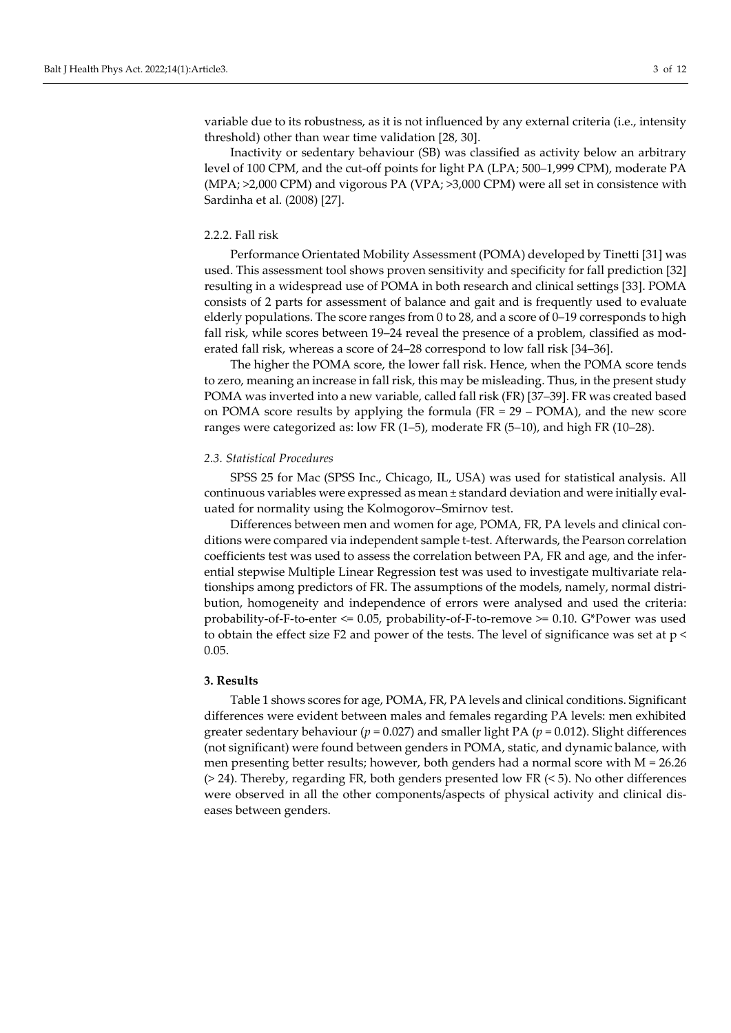variable due to its robustness, as it is not influenced by any external criteria (i.e., intensity threshold) other than wear time validation [28, 30].

Inactivity or sedentary behaviour (SB) was classified as activity below an arbitrary level of 100 CPM, and the cut-off points for light PA (LPA; 500–1,999 CPM), moderate PA (MPA; >2,000 CPM) and vigorous PA (VPA; >3,000 CPM) were all set in consistence with Sardinha et al. (2008) [27].

#### 2.2.2. Fall risk

Performance Orientated Mobility Assessment (POMA) developed by Tinetti [31] was used. This assessment tool shows proven sensitivity and specificity for fall prediction [32] resulting in a widespread use of POMA in both research and clinical settings [33]. POMA consists of 2 parts for assessment of balance and gait and is frequently used to evaluate elderly populations. The score ranges from 0 to 28, and a score of 0–19 corresponds to high fall risk, while scores between 19–24 reveal the presence of a problem, classified as moderated fall risk, whereas a score of 24–28 correspond to low fall risk [34–36].

The higher the POMA score, the lower fall risk. Hence, when the POMA score tends to zero, meaning an increase in fall risk, this may be misleading. Thus, in the present study POMA was inverted into a new variable, called fall risk (FR) [37–39]. FR was created based on POMA score results by applying the formula (FR = 29 – POMA), and the new score ranges were categorized as: low FR (1–5), moderate FR (5–10), and high FR (10–28).

### *2.3. Statistical Procedures*

SPSS 25 for Mac (SPSS Inc., Chicago, IL, USA) was used for statistical analysis. All continuous variables were expressed as mean ± standard deviation and were initially evaluated for normality using the Kolmogorov–Smirnov test.

Differences between men and women for age, POMA, FR, PA levels and clinical conditions were compared via independent sample t-test. Afterwards, the Pearson correlation coefficients test was used to assess the correlation between PA, FR and age, and the inferential stepwise Multiple Linear Regression test was used to investigate multivariate relationships among predictors of FR. The assumptions of the models, namely, normal distribution, homogeneity and independence of errors were analysed and used the criteria: probability-of-F-to-enter <= 0.05, probability-of-F-to-remove >= 0.10. G*Power was used to obtain the effect size F2 and power of the tests. The level of significance was set at $p < 0.05$.

## 3. Results

Table 1 shows scores for age, POMA, FR, PA levels and clinical conditions. Significant differences were evident between males and females regarding PA levels: men exhibited greater sedentary behaviour ($p = 0.027$) and smaller light PA ($p = 0.012$). Slight differences (not significant) were found between genders in POMA, static, and dynamic balance, with men presenting better results; however, both genders had a normal score with M = 26.26 (> 24). Thereby, regarding FR, both genders presented low FR (< 5). No other differences were observed in all the other components/aspects of physical activity and clinical diseases between genders.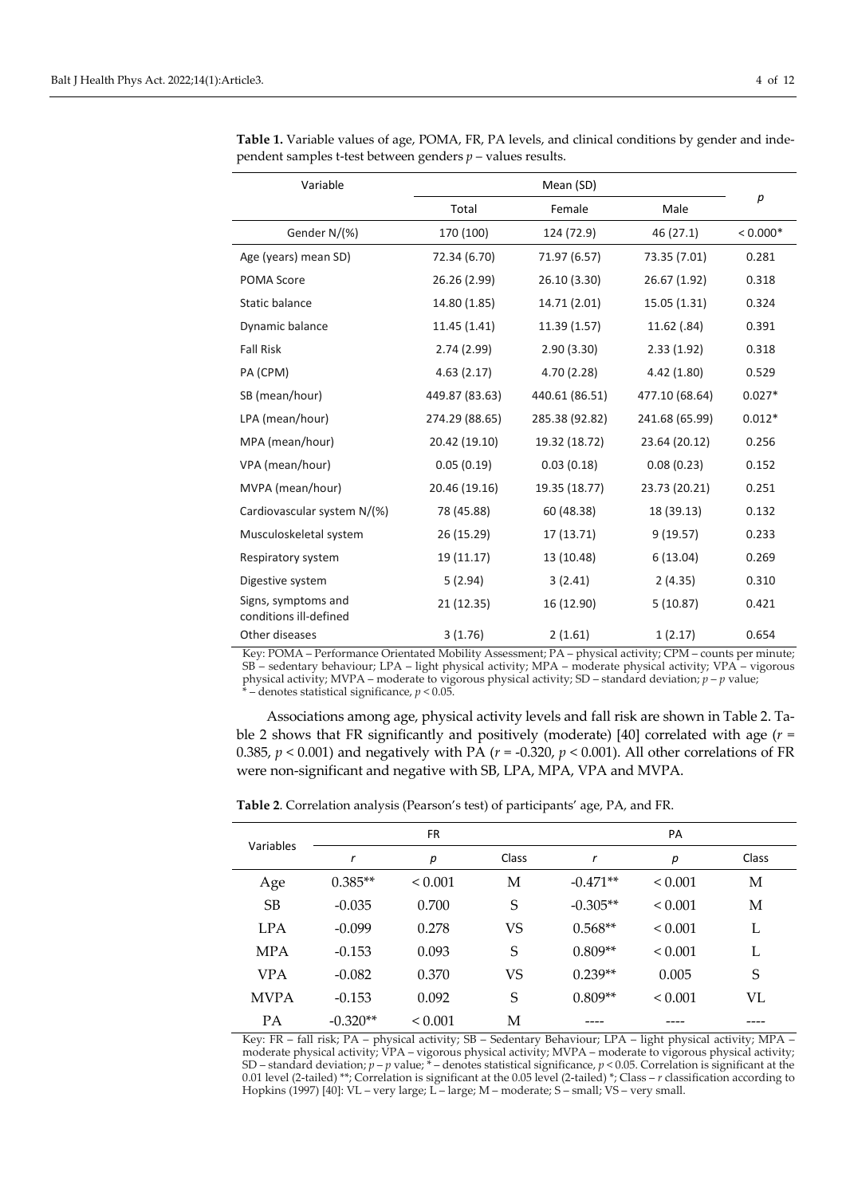**Table 1.** Variable values of age, POMA, FR, PA levels, and clinical conditions by gender and independent samples t-test between genders $p$ – values results.

| Variable | Mean (SD) | | | $p$ |
|---|---|---|---|---|
| | Total | Female | Male | |
| Gender N/(%) | 170 (100) | 124 (72.9) | 46 (27.1) | < 0.000* |
| Age (years) mean SD) | 72.34 (6.70) | 71.97 (6.57) | 73.35 (7.01) | 0.281 |
| POMA Score | 26.26 (2.99) | 26.10 (3.30) | 26.67 (1.92) | 0.318 |
| Static balance | 14.80 (1.85) | 14.71 (2.01) | 15.05 (1.31) | 0.324 |
| Dynamic balance | 11.45 (1.41) | 11.39 (1.57) | 11.62 (.84) | 0.391 |
| Fall Risk | 2.74 (2.99) | 2.90 (3.30) | 2.33 (1.92) | 0.318 |
| PA (CPM) | 4.63 (2.17) | 4.70 (2.28) | 4.42 (1.80) | 0.529 |
| SB (mean/hour) | 449.87 (83.63) | 440.61 (86.51) | 477.10 (68.64) | 0.027* |
| LPA (mean/hour) | 274.29 (88.65) | 285.38 (92.82) | 241.68 (65.99) | 0.012* |
| MPA (mean/hour) | 20.42 (19.10) | 19.32 (18.72) | 23.64 (20.12) | 0.256 |
| VPA (mean/hour) | 0.05 (0.19) | 0.03 (0.18) | 0.08 (0.23) | 0.152 |
| MVPA (mean/hour) | 20.46 (19.16) | 19.35 (18.77) | 23.73 (20.21) | 0.251 |
| Cardiovascular system N/(%) | 78 (45.88) | 60 (48.38) | 18 (39.13) | 0.132 |
| Musculoskeletal system | 26 (15.29) | 17 (13.71) | 9 (19.57) | 0.233 |
| Respiratory system | 19 (11.17) | 13 (10.48) | 6 (13.04) | 0.269 |
| Digestive system | 5 (2.94) | 3 (2.41) | 2 (4.35) | 0.310 |
| Signs, symptoms and conditions ill-defined | 21 (12.35) | 16 (12.90) | 5 (10.87) | 0.421 |
| Other diseases | 3 (1.76) | 2 (1.61) | 1 (2.17) | 0.654 |

Key: POMA – Performance Orientated Mobility Assessment; PA – physical activity; CPM – counts per minute; SB – sedentary behaviour; LPA – light physical activity; MPA – moderate physical activity; VPA – vigorous physical activity; MVPA – moderate to vigorous physical activity; SD – standard deviation; $p$ – $p$ value; * – denotes statistical significance, $p < 0.05$.

Associations among age, physical activity levels and fall risk are shown in Table 2. Table 2 shows that FR significantly and positively (moderate) [40] correlated with age ($r = 0.385$, $p < 0.001$) and negatively with PA ($r = -0.320$, $p < 0.001$). All other correlations of FR were non-significant and negative with SB, LPA, MPA, VPA and MVPA.

**Table 2**. Correlation analysis (Pearson's test) of participants' age, PA, and FR.

| Variables | FR | | | PA | | |
|---|---|---|---|---|---|---|
| | $r$ | $p$ | Class | $r$ | $p$ | Class |
| Age | 0.385** | < 0.001 | M | -0.471** | < 0.001 | M |
| SB | -0.035 | 0.700 | S | -0.305** | < 0.001 | M |
| LPA | -0.099 | 0.278 | VS | 0.568** | < 0.001 | L |
| MPA | -0.153 | 0.093 | S | 0.809** | < 0.001 | L |
| VPA | -0.082 | 0.370 | VS | 0.239** | 0.005 | S |
| MVPA | -0.153 | 0.092 | S | 0.809** | < 0.001 | VL |
| PA | -0.320** | < 0.001 | M | ---- | ---- | ---- |

Key: FR – fall risk; PA – physical activity; SB – Sedentary Behaviour; LPA – light physical activity; MPA – moderate physical activity; VPA – vigorous physical activity; MVPA – moderate to vigorous physical activity; SD – standard deviation; $p$ – $p$ value; * – denotes statistical significance, $p < 0.05$. Correlation is significant at the 0.01 level (2-tailed) **; Correlation is significant at the 0.05 level (2-tailed) *; Class – $r$ classification according to Hopkins (1997) [40]: VL – very large; L – large; M – moderate; S – small; VS – very small.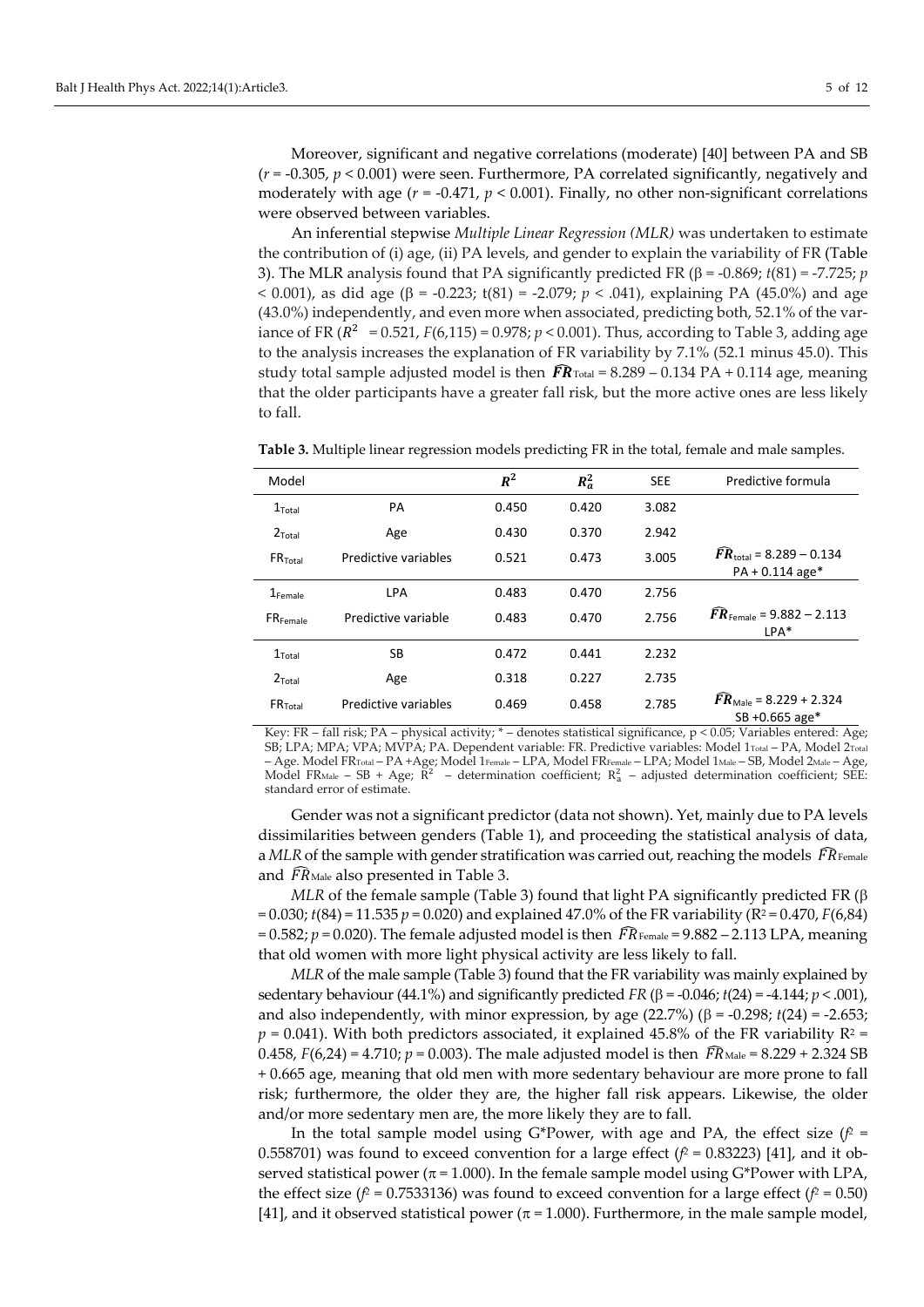Moreover, significant and negative correlations (moderate) [40] between PA and SB ($r$ = -0.305, $p$ < 0.001) were seen. Furthermore, PA correlated significantly, negatively and moderately with age ($r$ = -0.471, $p$ < 0.001). Finally, no other non-significant correlations were observed between variables.

An inferential stepwise *Multiple Linear Regression (MLR)* was undertaken to estimate the contribution of (i) age, (ii) PA levels, and gender to explain the variability of FR (Table 3). The MLR analysis found that PA significantly predicted FR (β = -0.869; $t(81)$ = -7.725; $p$ < 0.001), as did age (β = -0.223; t(81) = -2.079; $p$ < .041), explaining PA (45.0%) and age (43.0%) independently, and even more when associated, predicting both, 52.1% of the variance of FR ($R^2$ = 0.521, $F(6,115)$ = 0.978; $p$ < 0.001). Thus, according to Table 3, adding age to the analysis increases the explanation of FR variability by 7.1% (52.1 minus 45.0). This study total sample adjusted model is then $\widehat{FR}_{Total}$ = 8.289 – 0.134 PA + 0.114 age, meaning that the older participants have a greater fall risk, but the more active ones are less likely to fall.

**Table 3.** Multiple linear regression models predicting FR in the total, female and male samples.

| Model | | $R^2$ | $R_a^2$ | SEE | Predictive formula |
|---|---|---|---|---|---|
| $1_{Total}$ | PA | 0.450 | 0.420 | 3.082 | |
| $2_{Total}$ | Age | 0.430 | 0.370 | 2.942 | |
| $FR_{Total}$ | Predictive variables | 0.521 | 0.473 | 3.005 | $\widehat{FR}_{total}$ = 8.289 – 0.134 PA + 0.114 age* |
| $1_{Female}$ | LPA | 0.483 | 0.470 | 2.756 | |
| $FR_{Female}$ | Predictive variable | 0.483 | 0.470 | 2.756 | $\widehat{FR}_{Female}$ = 9.882 – 2.113 LPA* |
| $1_{Total}$ | SB | 0.472 | 0.441 | 2.232 | |
| $2_{Total}$ | Age | 0.318 | 0.227 | 2.735 | |
| $FR_{Total}$ | Predictive variables | 0.469 | 0.458 | 2.785 | $\widehat{FR}_{Male}$ = 8.229 + 2.324 SB +0.665 age* |

Key: FR – fall risk; PA – physical activity; * – denotes statistical significance, p < 0.05; Variables entered: Age; SB; LPA; MPA; VPA; MVPA; PA. Dependent variable: FR. Predictive variables: Model $1_{Total}$ – PA, Model $2_{Total}$ – Age. Model $FR_{Total}$ – PA +Age; Model $1_{Female}$ – LPA, Model $FR_{Female}$ – LPA; Model $1_{Male}$ – SB, Model $2_{Male}$ – Age, Model $FR_{Male}$ – SB + Age; $R^2$ – determination coefficient; $R_a^2$ – adjusted determination coefficient; SEE: standard error of estimate.

Gender was not a significant predictor (data not shown). Yet, mainly due to PA levels dissimilarities between genders (Table 1), and proceeding the statistical analysis of data, a *MLR* of the sample with gender stratification was carried out, reaching the models $\widehat{FR}_{Female}$ and $\widehat{FR}_{Male}$ also presented in Table 3.

*MLR* of the female sample (Table 3) found that light PA significantly predicted FR (β = 0.030; $t(84)$ = 11.535 $p$ = 0.020) and explained 47.0% of the FR variability ($R^2$ = 0.470, $F(6,84)$ = 0.582; $p$ = 0.020). The female adjusted model is then $\widehat{FR}_{Female}$ = 9.882 – 2.113 LPA, meaning that old women with more light physical activity are less likely to fall.

*MLR* of the male sample (Table 3) found that the FR variability was mainly explained by sedentary behaviour (44.1%) and significantly predicted *FR* (β = -0.046; $t(24)$ = -4.144; $p$ < .001), and also independently, with minor expression, by age (22.7%) (β = -0.298; $t(24)$ = -2.653; $p$ = 0.041). With both predictors associated, it explained 45.8% of the FR variability $R^2$ = 0.458, $F(6,24)$ = 4.710; $p$ = 0.003). The male adjusted model is then $\widehat{FR}_{Male}$ = 8.229 + 2.324 SB + 0.665 age, meaning that old men with more sedentary behaviour are more prone to fall risk; furthermore, the older they are, the higher fall risk appears. Likewise, the older and/or more sedentary men are, the more likely they are to fall.

In the total sample model using G*Power, with age and PA, the effect size ($f^2$ = 0.558701) was found to exceed convention for a large effect ($f^2$ = 0.83223) [41], and it observed statistical power (π = 1.000). In the female sample model using G*Power with LPA, the effect size ($f^2$ = 0.7533136) was found to exceed convention for a large effect ($f^2$ = 0.50) [41], and it observed statistical power (π = 1.000). Furthermore, in the male sample model,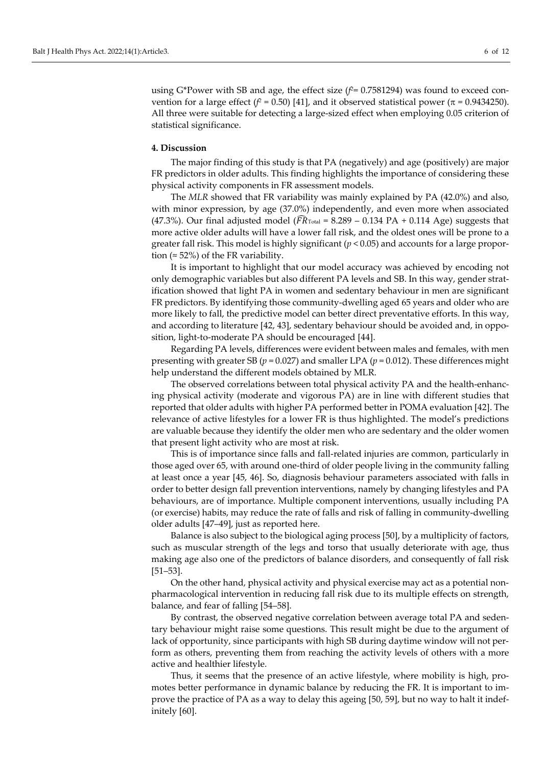using G*Power with SB and age, the effect size ($f^2 = 0.7581294$) was found to exceed convention for a large effect ($f^2 = 0.50$) [41], and it observed statistical power ($\pi = 0.9434250$). All three were suitable for detecting a large-sized effect when employing 0.05 criterion of statistical significance.

## 4. Discussion

The major finding of this study is that PA (negatively) and age (positively) are major FR predictors in older adults. This finding highlights the importance of considering these physical activity components in FR assessment models.

The *MLR* showed that FR variability was mainly explained by PA (42.0%) and also, with minor expression, by age (37.0%) independently, and even more when associated (47.3%). Our final adjusted model ($\widehat{FR}_{\text{Total}} = 8.289 - 0.134\ \text{PA} + 0.114\ \text{Age}$) suggests that more active older adults will have a lower fall risk, and the oldest ones will be prone to a greater fall risk. This model is highly significant ($p < 0.05$) and accounts for a large proportion ($\approx$ 52%) of the FR variability.

It is important to highlight that our model accuracy was achieved by encoding not only demographic variables but also different PA levels and SB. In this way, gender stratification showed that light PA in women and sedentary behaviour in men are significant FR predictors. By identifying those community-dwelling aged 65 years and older who are more likely to fall, the predictive model can better direct preventative efforts. In this way, and according to literature [42, 43], sedentary behaviour should be avoided and, in opposition, light-to-moderate PA should be encouraged [44].

Regarding PA levels, differences were evident between males and females, with men presenting with greater SB ($p = 0.027$) and smaller LPA ($p = 0.012$). These differences might help understand the different models obtained by MLR.

The observed correlations between total physical activity PA and the health-enhancing physical activity (moderate and vigorous PA) are in line with different studies that reported that older adults with higher PA performed better in POMA evaluation [42]. The relevance of active lifestyles for a lower FR is thus highlighted. The model's predictions are valuable because they identify the older men who are sedentary and the older women that present light activity who are most at risk.

This is of importance since falls and fall-related injuries are common, particularly in those aged over 65, with around one-third of older people living in the community falling at least once a year [45, 46]. So, diagnosis behaviour parameters associated with falls in order to better design fall prevention interventions, namely by changing lifestyles and PA behaviours, are of importance. Multiple component interventions, usually including PA (or exercise) habits, may reduce the rate of falls and risk of falling in community-dwelling older adults [47–49], just as reported here.

Balance is also subject to the biological aging process [50], by a multiplicity of factors, such as muscular strength of the legs and torso that usually deteriorate with age, thus making age also one of the predictors of balance disorders, and consequently of fall risk [51–53].

On the other hand, physical activity and physical exercise may act as a potential non-pharmacological intervention in reducing fall risk due to its multiple effects on strength, balance, and fear of falling [54–58].

By contrast, the observed negative correlation between average total PA and sedentary behaviour might raise some questions. This result might be due to the argument of lack of opportunity, since participants with high SB during daytime window will not perform as others, preventing them from reaching the activity levels of others with a more active and healthier lifestyle.

Thus, it seems that the presence of an active lifestyle, where mobility is high, promotes better performance in dynamic balance by reducing the FR. It is important to improve the practice of PA as a way to delay this ageing [50, 59], but no way to halt it indefinitely [60].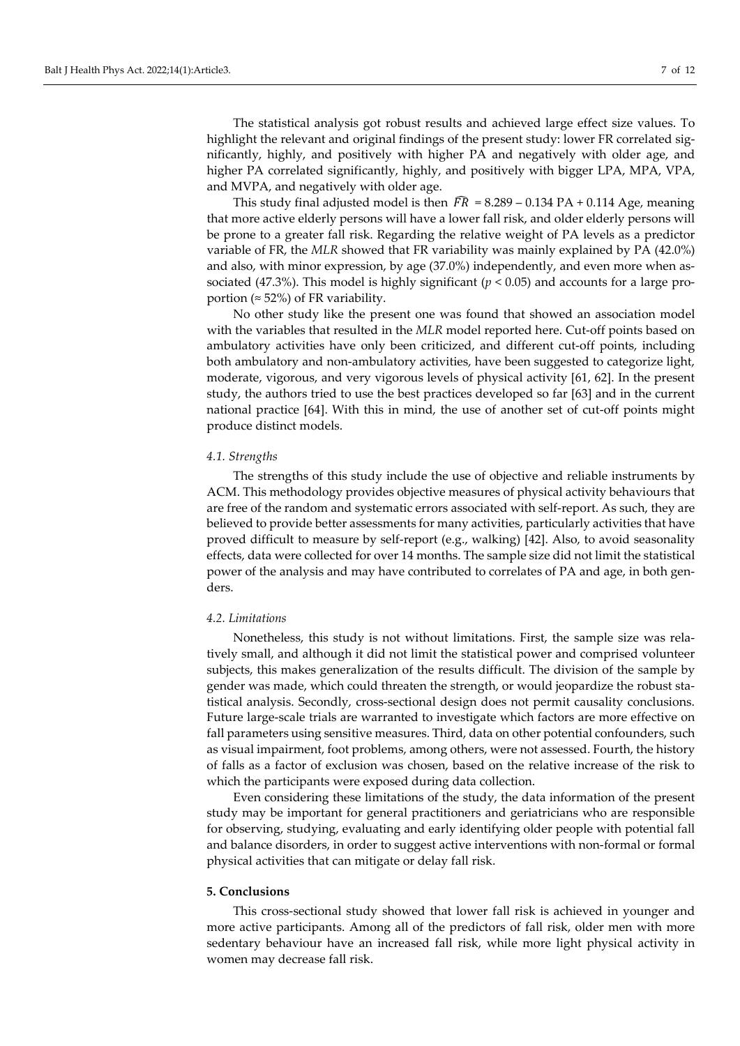The statistical analysis got robust results and achieved large effect size values. To highlight the relevant and original findings of the present study: lower FR correlated significantly, highly, and positively with higher PA and negatively with older age, and higher PA correlated significantly, highly, and positively with bigger LPA, MPA, VPA, and MVPA, and negatively with older age.

This study final adjusted model is then $\widehat{FR} = 8.289 - 0.134\ \text{PA} + 0.114\ \text{Age}$, meaning that more active elderly persons will have a lower fall risk, and older elderly persons will be prone to a greater fall risk. Regarding the relative weight of PA levels as a predictor variable of FR, the *MLR* showed that FR variability was mainly explained by PA (42.0%) and also, with minor expression, by age (37.0%) independently, and even more when associated (47.3%). This model is highly significant ($p < 0.05$) and accounts for a large proportion (≈ 52%) of FR variability.

No other study like the present one was found that showed an association model with the variables that resulted in the *MLR* model reported here. Cut-off points based on ambulatory activities have only been criticized, and different cut-off points, including both ambulatory and non-ambulatory activities, have been suggested to categorize light, moderate, vigorous, and very vigorous levels of physical activity [61, 62]. In the present study, the authors tried to use the best practices developed so far [63] and in the current national practice [64]. With this in mind, the use of another set of cut-off points might produce distinct models.

### 4.1. Strengths

The strengths of this study include the use of objective and reliable instruments by ACM. This methodology provides objective measures of physical activity behaviours that are free of the random and systematic errors associated with self-report. As such, they are believed to provide better assessments for many activities, particularly activities that have proved difficult to measure by self-report (e.g., walking) [42]. Also, to avoid seasonality effects, data were collected for over 14 months. The sample size did not limit the statistical power of the analysis and may have contributed to correlates of PA and age, in both genders.

### 4.2. Limitations

Nonetheless, this study is not without limitations. First, the sample size was relatively small, and although it did not limit the statistical power and comprised volunteer subjects, this makes generalization of the results difficult. The division of the sample by gender was made, which could threaten the strength, or would jeopardize the robust statistical analysis. Secondly, cross-sectional design does not permit causality conclusions. Future large-scale trials are warranted to investigate which factors are more effective on fall parameters using sensitive measures. Third, data on other potential confounders, such as visual impairment, foot problems, among others, were not assessed. Fourth, the history of falls as a factor of exclusion was chosen, based on the relative increase of the risk to which the participants were exposed during data collection.

Even considering these limitations of the study, the data information of the present study may be important for general practitioners and geriatricians who are responsible for observing, studying, evaluating and early identifying older people with potential fall and balance disorders, in order to suggest active interventions with non-formal or formal physical activities that can mitigate or delay fall risk.

## 5. Conclusions

This cross-sectional study showed that lower fall risk is achieved in younger and more active participants. Among all of the predictors of fall risk, older men with more sedentary behaviour have an increased fall risk, while more light physical activity in women may decrease fall risk.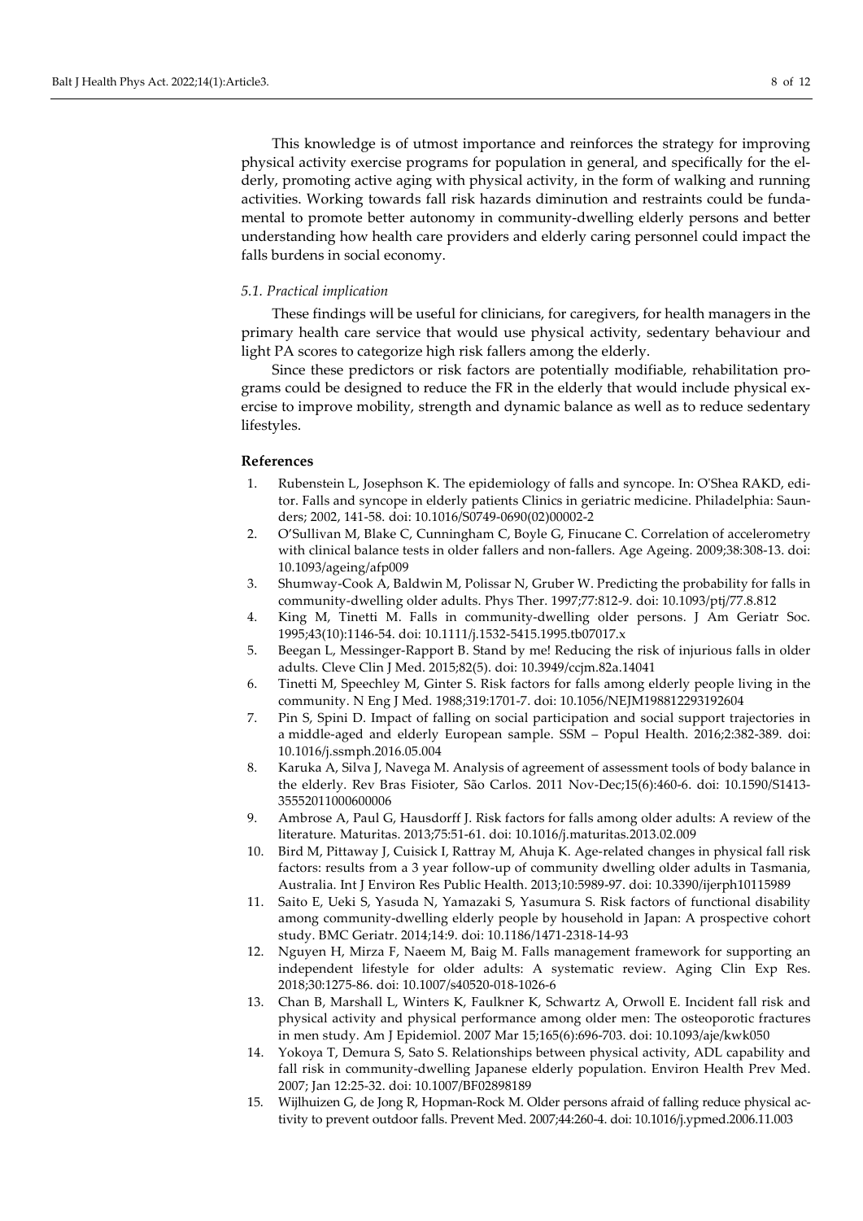This knowledge is of utmost importance and reinforces the strategy for improving physical activity exercise programs for population in general, and specifically for the elderly, promoting active aging with physical activity, in the form of walking and running activities. Working towards fall risk hazards diminution and restraints could be fundamental to promote better autonomy in community-dwelling elderly persons and better understanding how health care providers and elderly caring personnel could impact the falls burdens in social economy.

### *5.1. Practical implication*

These findings will be useful for clinicians, for caregivers, for health managers in the primary health care service that would use physical activity, sedentary behaviour and light PA scores to categorize high risk fallers among the elderly.

Since these predictors or risk factors are potentially modifiable, rehabilitation programs could be designed to reduce the FR in the elderly that would include physical exercise to improve mobility, strength and dynamic balance as well as to reduce sedentary lifestyles.

## References

1. Rubenstein L, Josephson K. The epidemiology of falls and syncope. In: O'Shea RAKD, editor. Falls and syncope in elderly patients Clinics in geriatric medicine. Philadelphia: Saunders; 2002, 141-58. doi: 10.1016/S0749-0690(02)00002-2
2. O'Sullivan M, Blake C, Cunningham C, Boyle G, Finucane C. Correlation of accelerometry with clinical balance tests in older fallers and non-fallers. Age Ageing. 2009;38:308-13. doi: 10.1093/ageing/afp009
3. Shumway-Cook A, Baldwin M, Polissar N, Gruber W. Predicting the probability for falls in community-dwelling older adults. Phys Ther. 1997;77:812-9. doi: 10.1093/ptj/77.8.812
4. King M, Tinetti M. Falls in community-dwelling older persons. J Am Geriatr Soc. 1995;43(10):1146-54. doi: 10.1111/j.1532-5415.1995.tb07017.x
5. Beegan L, Messinger-Rapport B. Stand by me! Reducing the risk of injurious falls in older adults. Cleve Clin J Med. 2015;82(5). doi: 10.3949/ccjm.82a.14041
6. Tinetti M, Speechley M, Ginter S. Risk factors for falls among elderly people living in the community. N Eng J Med. 1988;319:1701-7. doi: 10.1056/NEJM198812293192604
7. Pin S, Spini D. Impact of falling on social participation and social support trajectories in a middle-aged and elderly European sample. SSM – Popul Health. 2016;2:382-389. doi: 10.1016/j.ssmph.2016.05.004
8. Karuka A, Silva J, Navega M. Analysis of agreement of assessment tools of body balance in the elderly. Rev Bras Fisioter, São Carlos. 2011 Nov-Dec;15(6):460-6. doi: 10.1590/S1413-35552011000600006
9. Ambrose A, Paul G, Hausdorff J. Risk factors for falls among older adults: A review of the literature. Maturitas. 2013;75:51-61. doi: 10.1016/j.maturitas.2013.02.009
10. Bird M, Pittaway J, Cuisick I, Rattray M, Ahuja K. Age-related changes in physical fall risk factors: results from a 3 year follow-up of community dwelling older adults in Tasmania, Australia. Int J Environ Res Public Health. 2013;10:5989-97. doi: 10.3390/ijerph10115989
11. Saito E, Ueki S, Yasuda N, Yamazaki S, Yasumura S. Risk factors of functional disability among community-dwelling elderly people by household in Japan: A prospective cohort study. BMC Geriatr. 2014;14:9. doi: 10.1186/1471-2318-14-93
12. Nguyen H, Mirza F, Naeem M, Baig M. Falls management framework for supporting an independent lifestyle for older adults: A systematic review. Aging Clin Exp Res. 2018;30:1275-86. doi: 10.1007/s40520-018-1026-6
13. Chan B, Marshall L, Winters K, Faulkner K, Schwartz A, Orwoll E. Incident fall risk and physical activity and physical performance among older men: The osteoporotic fractures in men study. Am J Epidemiol. 2007 Mar 15;165(6):696-703. doi: 10.1093/aje/kwk050
14. Yokoya T, Demura S, Sato S. Relationships between physical activity, ADL capability and fall risk in community-dwelling Japanese elderly population. Environ Health Prev Med. 2007; Jan 12:25-32. doi: 10.1007/BF02898189
15. Wijlhuizen G, de Jong R, Hopman-Rock M. Older persons afraid of falling reduce physical activity to prevent outdoor falls. Prevent Med. 2007;44:260-4. doi: 10.1016/j.ypmed.2006.11.003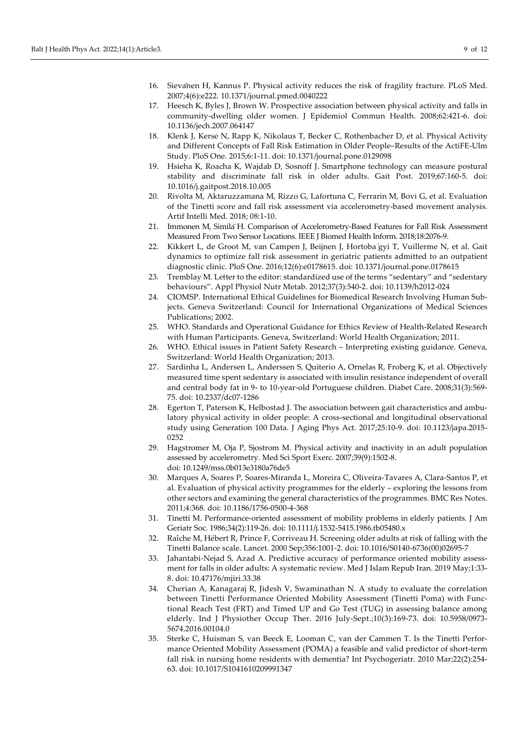16. Sievänen H, Kannus P. Physical activity reduces the risk of fragility fracture. PLoS Med. 2007;4(6):e222. 10.1371/journal.pmed.0040222
17. Heesch K, Byles J, Brown W. Prospective association between physical activity and falls in community-dwelling older women. J Epidemiol Commun Health. 2008;62:421-6. doi: 10.1136/jech.2007.064147
18. Klenk J, Kerse N, Rapp K, Nikolaus T, Becker C, Rothenbacher D, et al. Physical Activity and Different Concepts of Fall Risk Estimation in Older People–Results of the ActiFE-Ulm Study. PloS One. 2015;6:1-11. doi: 10.1371/journal.pone.0129098
19. Hsieha K, Roacha K, Wajdab D, Sosnoff J. Smartphone technology can measure postural stability and discriminate fall risk in older adults. Gait Post. 2019;67:160-5. doi: 10.1016/j.gaitpost.2018.10.005
20. Rivolta M, Aktaruzzamana M, Rizzo G, Lafortuna C, Ferrarin M, Bovi G, et al. Evaluation of the Tinetti score and fall risk assessment via accelerometry-based movement analysis. Artif Intelli Med. 2018; 08:1-10.
21. Immonen M, Similä H. Comparison of Accelerometry-Based Features for Fall Risk Assessment Measured From Two Sensor Locations. IEEE J Biomed Health Inform. 2018;18:2076-9.
22. Kikkert L, de Groot M, van Campen J, Beijnen J, Hortobágyi T, Vuillerme N, et al. Gait dynamics to optimize fall risk assessment in geriatric patients admitted to an outpatient diagnostic clinic. PloS One. 2016;12(6):e0178615. doi: 10.1371/journal.pone.0178615
23. Tremblay M. Letter to the editor: standardized use of the terms "sedentary" and "sedentary behaviours". Appl Physiol Nutr Metab. 2012;37(3):540-2. doi: 10.1139/h2012-024
24. CIOMSP. International Ethical Guidelines for Biomedical Research Involving Human Subjects. Geneva Switzerland: Council for International Organizations of Medical Sciences Publications; 2002.
25. WHO. Standards and Operational Guidance for Ethics Review of Health-Related Research with Human Participants. Geneva, Switzerland: World Health Organization; 2011.
26. WHO. Ethical issues in Patient Safety Research – Interpreting existing guidance. Geneva, Switzerland: World Health Organization; 2013.
27. Sardinha L, Andersen L, Anderssen S, Quiterio A, Ornelas R, Froberg K, et al. Objectively measured time spent sedentary is associated with insulin resistance independent of overall and central body fat in 9- to 10-year-old Portuguese children. Diabet Care. 2008;31(3):569-75. doi: 10.2337/dc07-1286
28. Egerton T, Paterson K, Helbostad J. The association between gait characteristics and ambulatory physical activity in older people: A cross-sectional and longitudinal observational study using Generation 100 Data. J Aging Phys Act. 2017;25:10-9. doi: 10.1123/japa.2015-0252
29. Hagstromer M, Oja P, Sjostrom M. Physical activity and inactivity in an adult population assessed by accelerometry. Med Sci Sport Exerc. 2007;39(9):1502-8. doi: 10.1249/mss.0b013e3180a76de5
30. Marques A, Soares P, Soares-Miranda L, Moreira C, Oliveira-Tavares A, Clara-Santos P, et al. Evaluation of physical activity programmes for the elderly – exploring the lessons from other sectors and examining the general characteristics of the programmes. BMC Res Notes. 2011;4:368. doi: 10.1186/1756-0500-4-368
31. Tinetti M. Performance-oriented assessment of mobility problems in elderly patients. J Am Geriatr Soc. 1986;34(2):119-26. doi: 10.1111/j.1532-5415.1986.tb05480.x
32. Raîche M, Hébert R, Prince F, Corriveau H. Screening older adults at risk of falling with the Tinetti Balance scale. Lancet. 2000 Sep;356:1001-2. doi: 10.1016/S0140-6736(00)02695-7
33. Jahantabi-Nejad S, Azad A. Predictive accuracy of performance oriented mobility assessment for falls in older adults: A systematic review. Med J Islam Repub Iran. 2019 May;1:33-8. doi: 10.47176/mjiri.33.38
34. Cherian A, Kanagaraj R, Jidesh V, Swaminathan N. A study to evaluate the correlation between Tinetti Performance Oriented Mobility Assessment (Tinetti Poma) with Functional Reach Test (FRT) and Timed UP and Go Test (TUG) in assessing balance among elderly. Ind J Physiother Occup Ther. 2016 July-Sept.;10(3):169-73. doi: 10.5958/0973-5674.2016.00104.0
35. Sterke C, Huisman S, van Beeck E, Looman C, van der Cammen T. Is the Tinetti Performance Oriented Mobility Assessment (POMA) a feasible and valid predictor of short-term fall risk in nursing home residents with dementia? Int Psychogeriatr. 2010 Mar;22(2):254-63. doi: 10.1017/S1041610209991347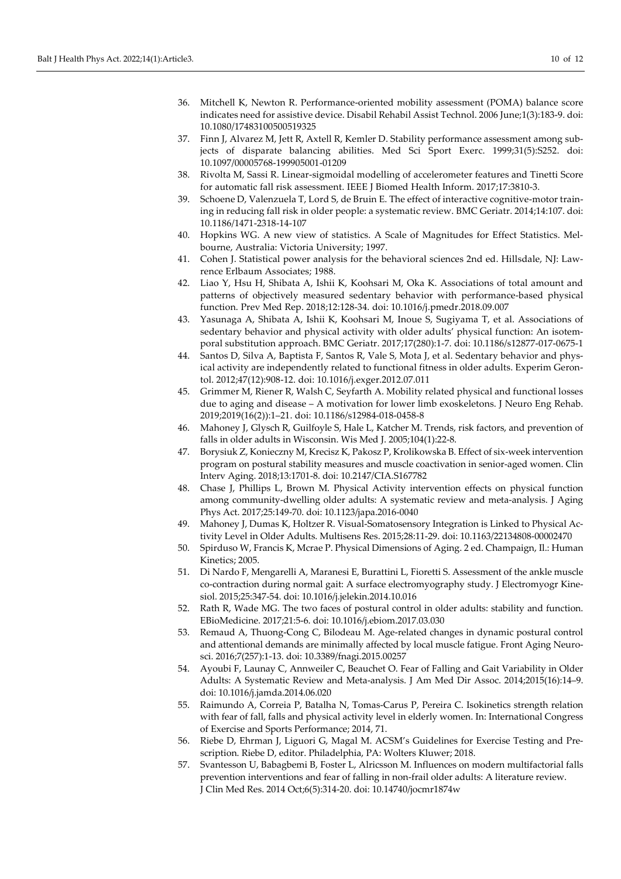36. Mitchell K, Newton R. Performance-oriented mobility assessment (POMA) balance score indicates need for assistive device. Disabil Rehabil Assist Technol. 2006 June;1(3):183-9. doi: 10.1080/17483100500519325
37. Finn J, Alvarez M, Jett R, Axtell R, Kemler D. Stability performance assessment among subjects of disparate balancing abilities. Med Sci Sport Exerc. 1999;31(5):S252. doi: 10.1097/00005768-199905001-01209
38. Rivolta M, Sassi R. Linear-sigmoidal modelling of accelerometer features and Tinetti Score for automatic fall risk assessment. IEEE J Biomed Health Inform. 2017;17:3810-3.
39. Schoene D, Valenzuela T, Lord S, de Bruin E. The effect of interactive cognitive-motor training in reducing fall risk in older people: a systematic review. BMC Geriatr. 2014;14:107. doi: 10.1186/1471-2318-14-107
40. Hopkins WG. A new view of statistics. A Scale of Magnitudes for Effect Statistics. Melbourne, Australia: Victoria University; 1997.
41. Cohen J. Statistical power analysis for the behavioral sciences 2nd ed. Hillsdale, NJ: Lawrence Erlbaum Associates; 1988.
42. Liao Y, Hsu H, Shibata A, Ishii K, Koohsari M, Oka K. Associations of total amount and patterns of objectively measured sedentary behavior with performance-based physical function. Prev Med Rep. 2018;12:128-34. doi: 10.1016/j.pmedr.2018.09.007
43. Yasunaga A, Shibata A, Ishii K, Koohsari M, Inoue S, Sugiyama T, et al. Associations of sedentary behavior and physical activity with older adults' physical function: An isotemporal substitution approach. BMC Geriatr. 2017;17(280):1-7. doi: 10.1186/s12877-017-0675-1
44. Santos D, Silva A, Baptista F, Santos R, Vale S, Mota J, et al. Sedentary behavior and physical activity are independently related to functional fitness in older adults. Experim Gerontol. 2012;47(12):908-12. doi: 10.1016/j.exger.2012.07.011
45. Grimmer M, Riener R, Walsh C, Seyfarth A. Mobility related physical and functional losses due to aging and disease – A motivation for lower limb exoskeletons. J Neuro Eng Rehab. 2019;2019(16(2)):1–21. doi: 10.1186/s12984-018-0458-8
46. Mahoney J, Glysch R, Guilfoyle S, Hale L, Katcher M. Trends, risk factors, and prevention of falls in older adults in Wisconsin. Wis Med J. 2005;104(1):22-8.
47. Borysiuk Z, Konieczny M, Krecisz K, Pakosz P, Krolikowska B. Effect of six-week intervention program on postural stability measures and muscle coactivation in senior-aged women. Clin Interv Aging. 2018;13:1701-8. doi: 10.2147/CIA.S167782
48. Chase J, Phillips L, Brown M. Physical Activity intervention effects on physical function among community-dwelling older adults: A systematic review and meta-analysis. J Aging Phys Act. 2017;25:149-70. doi: 10.1123/japa.2016-0040
49. Mahoney J, Dumas K, Holtzer R. Visual-Somatosensory Integration is Linked to Physical Activity Level in Older Adults. Multisens Res. 2015;28:11-29. doi: 10.1163/22134808-00002470
50. Spirduso W, Francis K, Mcrae P. Physical Dimensions of Aging. 2 ed. Champaign, Il.: Human Kinetics; 2005.
51. Di Nardo F, Mengarelli A, Maranesi E, Burattini L, Fioretti S. Assessment of the ankle muscle co-contraction during normal gait: A surface electromyography study. J Electromyogr Kinesiol. 2015;25:347-54. doi: 10.1016/j.jelekin.2014.10.016
52. Rath R, Wade MG. The two faces of postural control in older adults: stability and function. EBioMedicine. 2017;21:5-6. doi: 10.1016/j.ebiom.2017.03.030
53. Remaud A, Thuong-Cong C, Bilodeau M. Age-related changes in dynamic postural control and attentional demands are minimally affected by local muscle fatigue. Front Aging Neurosci. 2016;7(257):1-13. doi: 10.3389/fnagi.2015.00257
54. Ayoubi F, Launay C, Annweiler C, Beauchet O. Fear of Falling and Gait Variability in Older Adults: A Systematic Review and Meta-analysis. J Am Med Dir Assoc. 2014;2015(16):14–9. doi: 10.1016/j.jamda.2014.06.020
55. Raimundo A, Correia P, Batalha N, Tomas-Carus P, Pereira C. Isokinetics strength relation with fear of fall, falls and physical activity level in elderly women. In: International Congress of Exercise and Sports Performance; 2014, 71.
56. Riebe D, Ehrman J, Liguori G, Magal M. ACSM's Guidelines for Exercise Testing and Prescription. Riebe D, editor. Philadelphia, PA: Wolters Kluwer; 2018.
57. Svantesson U, Babagbemi B, Foster L, Alricsson M. Influences on modern multifactorial falls prevention interventions and fear of falling in non-frail older adults: A literature review. J Clin Med Res. 2014 Oct;6(5):314-20. doi: 10.14740/jocmr1874w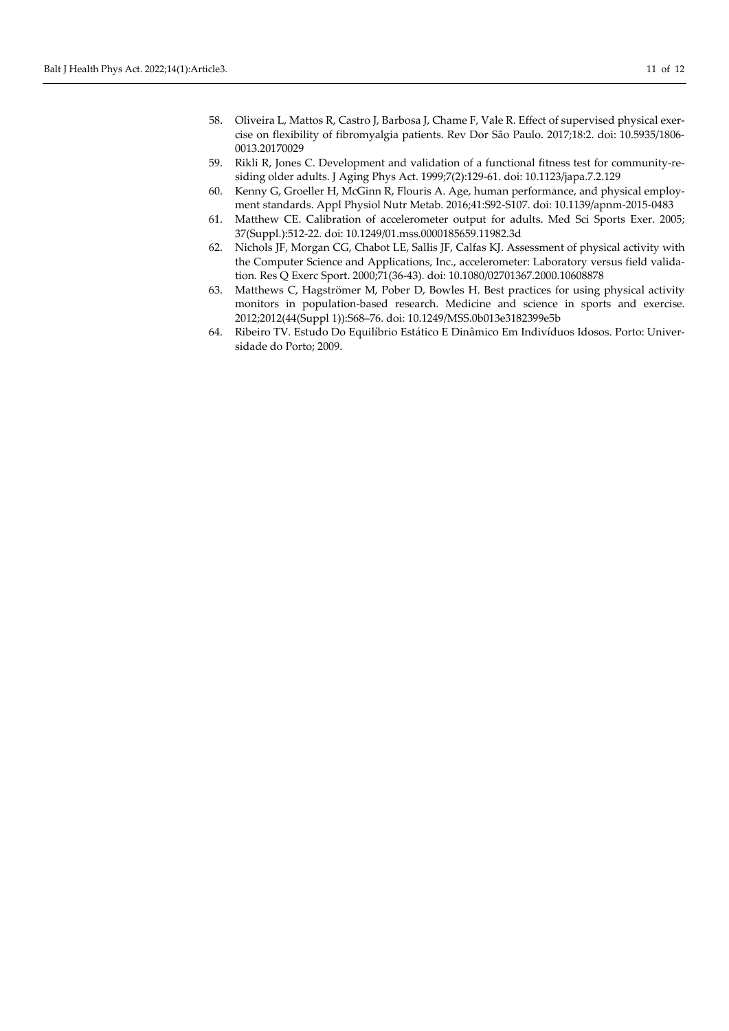58. Oliveira L, Mattos R, Castro J, Barbosa J, Chame F, Vale R. Effect of supervised physical exercise on flexibility of fibromyalgia patients. Rev Dor São Paulo. 2017;18:2. doi: 10.5935/1806-0013.20170029
59. Rikli R, Jones C. Development and validation of a functional fitness test for community-residing older adults. J Aging Phys Act. 1999;7(2):129-61. doi: 10.1123/japa.7.2.129
60. Kenny G, Groeller H, McGinn R, Flouris A. Age, human performance, and physical employment standards. Appl Physiol Nutr Metab. 2016;41:S92-S107. doi: 10.1139/apnm-2015-0483
61. Matthew CE. Calibration of accelerometer output for adults. Med Sci Sports Exer. 2005; 37(Suppl.):512-22. doi: 10.1249/01.mss.0000185659.11982.3d
62. Nichols JF, Morgan CG, Chabot LE, Sallis JF, Calfas KJ. Assessment of physical activity with the Computer Science and Applications, Inc., accelerometer: Laboratory versus field validation. Res Q Exerc Sport. 2000;71(36-43). doi: 10.1080/02701367.2000.10608878
63. Matthews C, Hagströmer M, Pober D, Bowles H. Best practices for using physical activity monitors in population-based research. Medicine and science in sports and exercise. 2012;2012(44(Suppl 1)):S68–76. doi: 10.1249/MSS.0b013e3182399e5b
64. Ribeiro TV. Estudo Do Equilíbrio Estático E Dinâmico Em Indivíduos Idosos. Porto: Universidade do Porto; 2009.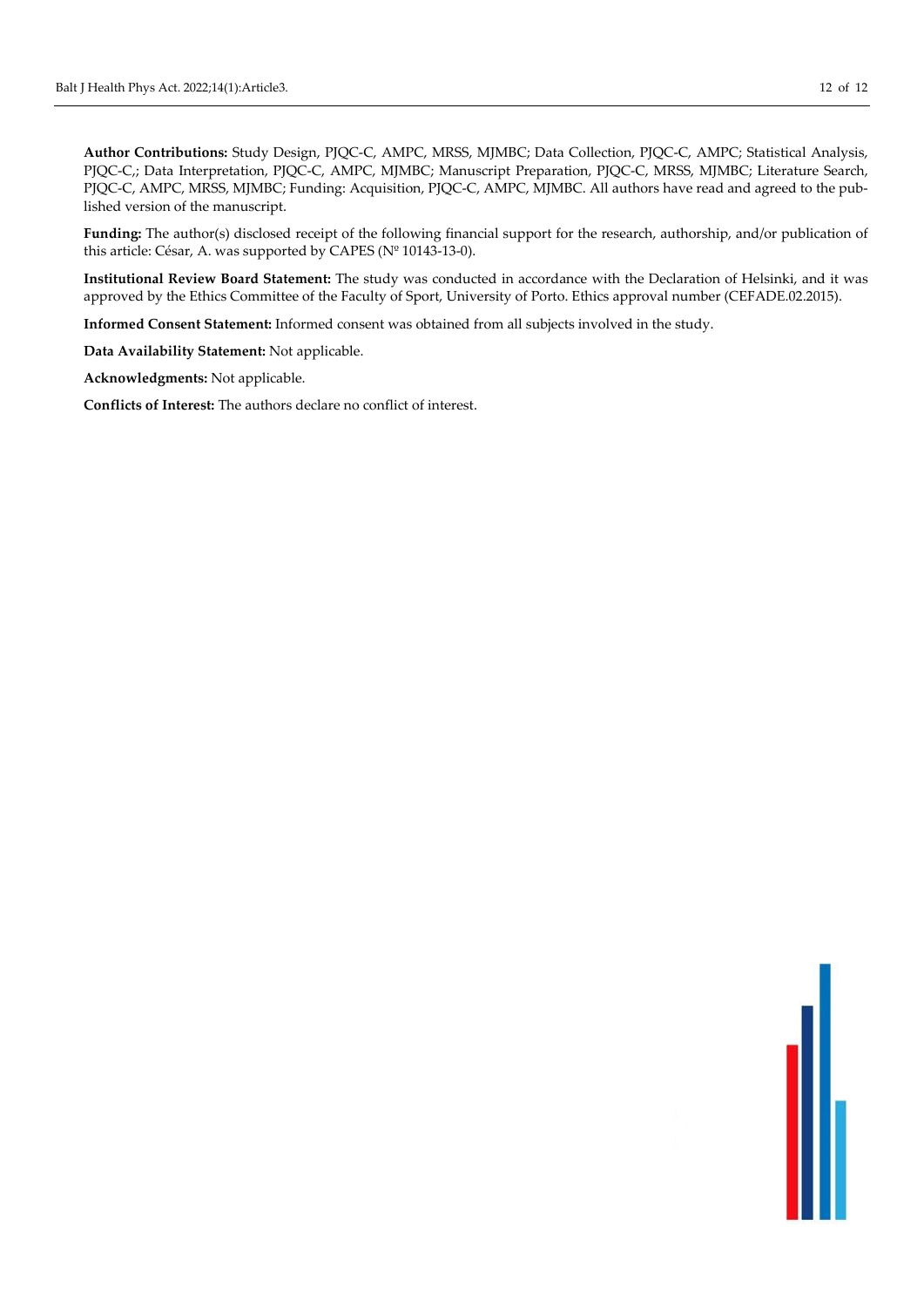**Author Contributions:** Study Design, PJQC-C, AMPC, MRSS, MJMBC; Data Collection, PJQC-C, AMPC; Statistical Analysis, PJQC-C,; Data Interpretation, PJQC-C, AMPC, MJMBC; Manuscript Preparation, PJQC-C, MRSS, MJMBC; Literature Search, PJQC-C, AMPC, MRSS, MJMBC; Funding: Acquisition, PJQC-C, AMPC, MJMBC. All authors have read and agreed to the published version of the manuscript.

**Funding:** The author(s) disclosed receipt of the following financial support for the research, authorship, and/or publication of this article: César, A. was supported by CAPES (Nº 10143-13-0).

**Institutional Review Board Statement:** The study was conducted in accordance with the Declaration of Helsinki, and it was approved by the Ethics Committee of the Faculty of Sport, University of Porto. Ethics approval number (CEFADE.02.2015).

**Informed Consent Statement:** Informed consent was obtained from all subjects involved in the study.

**Data Availability Statement:** Not applicable.

**Acknowledgments:** Not applicable.

**Conflicts of Interest:** The authors declare no conflict of interest.